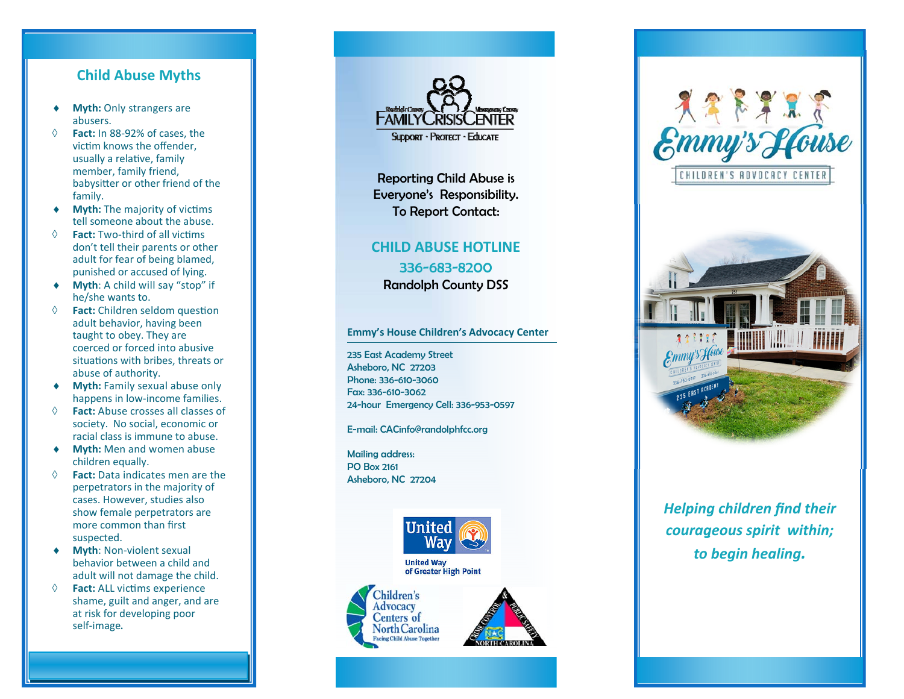## Child Abuse Myths

- **Myth:** Only strangers are abusers.
- **Fact:** In 88-92% of cases, the victim knows the offender, usually a relative, family member, family friend, babysitter or other friend of the family.
- **Myth:** The majority of victims tell someone about the abuse.
- **Fact:** Two-third of all victims don't tell their parents or other adult for fear of being blamed, punished or accused of lying.
- **Myth**: A child will say "stop" if he/she wants to.
- **Fact:** Children seldom question adult behavior, having been taught to obey. They are coerced or forced into abusive situations with bribes, threats or abuse of authority.
- **Myth:** Family sexual abuse only happens in low-income families.
- **Fact:** Abuse crosses all classes of society. No social, economic or racial class is immune to abuse.
- **Myth:** Men and women abuse children equally.
- **Fact:** Data indicates men are the perpetrators in the majority of cases. However, studies also show female perpetrators are more common than first suspected.
- **Myth**: Non-violent sexual behavior between a child and adult will not damage the child.
- **Fact:** ALL victims experience shame, guilt and anger, and are at risk for developing poor self-image.

Randolph County FAMILY CRISIS CENTER Montgomery County

Support · Protect · Educate

Reporting Child Abuse is Everyone's Responsibility.
To Report Contact:

**CHILD ABUSE HOTLINE**
**336-683-8200**
Randolph County DSS

**Emmy's House Children's Advocacy Center**

235 East Academy Street
Asheboro, NC 27203
Phone: 336-610-3060
Fax: 336-610-3062
24-hour Emergency Cell: 336-953-0597

E-mail: CACinfo@randolphfcc.org

Mailing address:
PO Box 2161
Asheboro, NC 27204

United Way
United Way of Greater High Point

Children's Advocacy Centers of North Carolina
Facing Child Abuse Together

Crime Control & Public Safety North Carolina

# Emmy's House

CHILDREN'S ADVOCACY CENTER

*Helping children find their courageous spirit within; to begin healing.*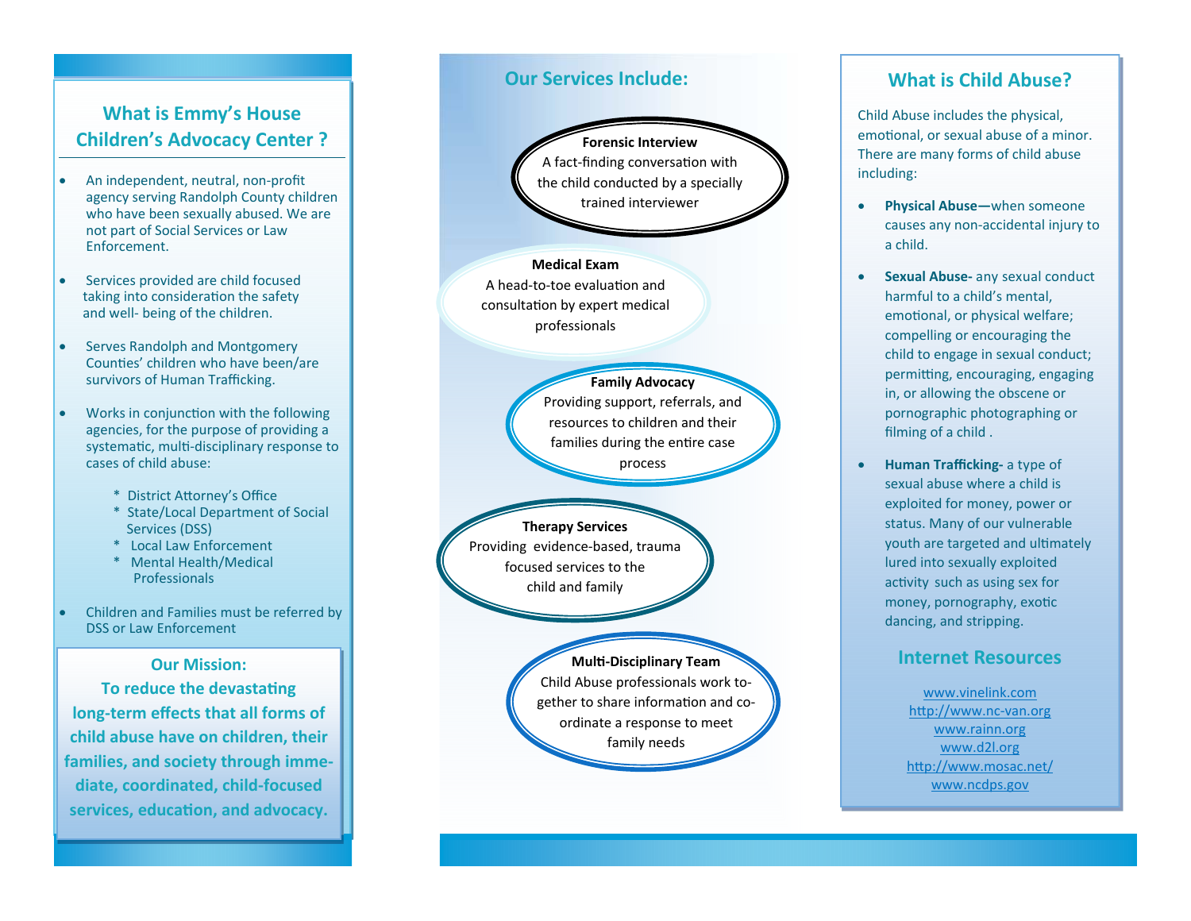## What is Emmy's House Children's Advocacy Center ?

- An independent, neutral, non-profit agency serving Randolph County children who have been sexually abused. We are not part of Social Services or Law Enforcement.
- Services provided are child focused taking into consideration the safety and well- being of the children.
- Serves Randolph and Montgomery Counties' children who have been/are survivors of Human Trafficking.
- Works in conjunction with the following agencies, for the purpose of providing a systematic, multi-disciplinary response to cases of child abuse:
  - District Attorney's Office
  - State/Local Department of Social Services (DSS)
  - Local Law Enforcement
  - Mental Health/Medical Professionals
- Children and Families must be referred by DSS or Law Enforcement

**Our Mission:**

**To reduce the devastating long-term effects that all forms of child abuse have on children, their families, and society through immediate, coordinated, child-focused services, education, and advocacy.**

## Our Services Include:

**Forensic Interview**
A fact-finding conversation with the child conducted by a specially trained interviewer

**Medical Exam**
A head-to-toe evaluation and consultation by expert medical professionals

**Family Advocacy**
Providing support, referrals, and resources to children and their families during the entire case process

**Therapy Services**
Providing evidence-based, trauma focused services to the child and family

**Multi-Disciplinary Team**
Child Abuse professionals work together to share information and co-ordinate a response to meet family needs

## What is Child Abuse?

Child Abuse includes the physical, emotional, or sexual abuse of a minor. There are many forms of child abuse including:

- **Physical Abuse—**when someone causes any non-accidental injury to a child.
- **Sexual Abuse-** any sexual conduct harmful to a child's mental, emotional, or physical welfare; compelling or encouraging the child to engage in sexual conduct; permitting, encouraging, engaging in, or allowing the obscene or pornographic photographing or filming of a child .
- **Human Trafficking-** a type of sexual abuse where a child is exploited for money, power or status. Many of our vulnerable youth are targeted and ultimately lured into sexually exploited activity such as using sex for money, pornography, exotic dancing, and stripping.

## Internet Resources

www.vinelink.com
http://www.nc-van.org
www.rainn.org
www.d2l.org
http://www.mosac.net/
www.ncdps.gov